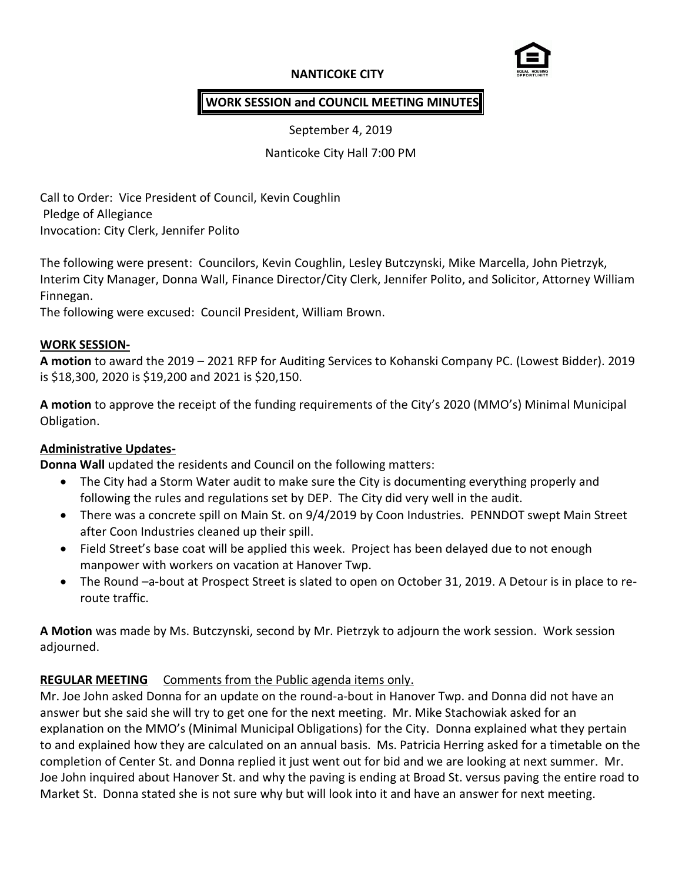# NANTICOKE CITY

## WORK SESSION and COUNCIL MEETING MINUTES

September 4, 2019

Nanticoke City Hall 7:00 PM

Call to Order: Vice President of Council, Kevin Coughlin
Pledge of Allegiance
Invocation: City Clerk, Jennifer Polito

The following were present: Councilors, Kevin Coughlin, Lesley Butczynski, Mike Marcella, John Pietrzyk, Interim City Manager, Donna Wall, Finance Director/City Clerk, Jennifer Polito, and Solicitor, Attorney William Finnegan.
The following were excused: Council President, William Brown.

**WORK SESSION-**

**A motion** to award the 2019 – 2021 RFP for Auditing Services to Kohanski Company PC. (Lowest Bidder). 2019 is $18,300, 2020 is $19,200 and 2021 is $20,150.

**A motion** to approve the receipt of the funding requirements of the City's 2020 (MMO's) Minimal Municipal Obligation.

**Administrative Updates-**

**Donna Wall** updated the residents and Council on the following matters:

- The City had a Storm Water audit to make sure the City is documenting everything properly and following the rules and regulations set by DEP. The City did very well in the audit.
- There was a concrete spill on Main St. on 9/4/2019 by Coon Industries. PENNDOT swept Main Street after Coon Industries cleaned up their spill.
- Field Street's base coat will be applied this week. Project has been delayed due to not enough manpower with workers on vacation at Hanover Twp.
- The Round –a-bout at Prospect Street is slated to open on October 31, 2019. A Detour is in place to re-route traffic.

**A Motion** was made by Ms. Butczynski, second by Mr. Pietrzyk to adjourn the work session. Work session adjourned.

**REGULAR MEETING** Comments from the Public agenda items only.

Mr. Joe John asked Donna for an update on the round-a-bout in Hanover Twp. and Donna did not have an answer but she said she will try to get one for the next meeting. Mr. Mike Stachowiak asked for an explanation on the MMO's (Minimal Municipal Obligations) for the City. Donna explained what they pertain to and explained how they are calculated on an annual basis. Ms. Patricia Herring asked for a timetable on the completion of Center St. and Donna replied it just went out for bid and we are looking at next summer. Mr. Joe John inquired about Hanover St. and why the paving is ending at Broad St. versus paving the entire road to Market St. Donna stated she is not sure why but will look into it and have an answer for next meeting.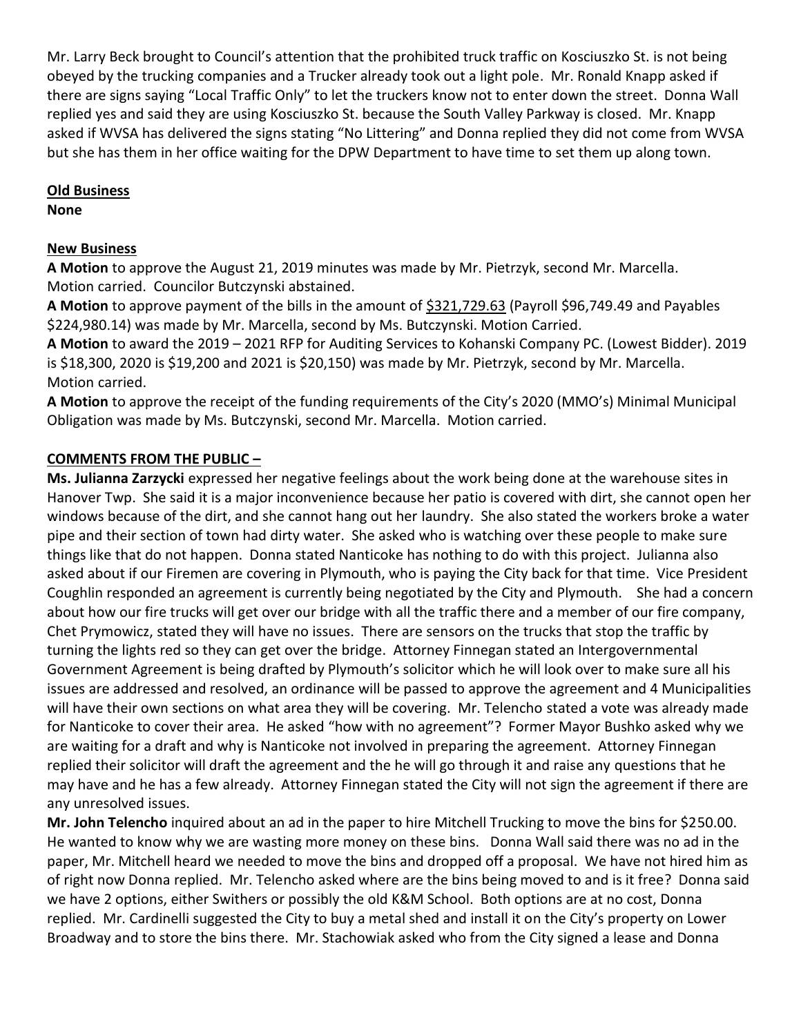Mr. Larry Beck brought to Council's attention that the prohibited truck traffic on Kosciuszko St. is not being obeyed by the trucking companies and a Trucker already took out a light pole. Mr. Ronald Knapp asked if there are signs saying "Local Traffic Only" to let the truckers know not to enter down the street. Donna Wall replied yes and said they are using Kosciuszko St. because the South Valley Parkway is closed. Mr. Knapp asked if WVSA has delivered the signs stating "No Littering" and Donna replied they did not come from WVSA but she has them in her office waiting for the DPW Department to have time to set them up along town.

**Old Business**
**None**

**New Business**
**A Motion** to approve the August 21, 2019 minutes was made by Mr. Pietrzyk, second Mr. Marcella. Motion carried. Councilor Butczynski abstained.
**A Motion** to approve payment of the bills in the amount of $321,729.63 (Payroll $96,749.49 and Payables $224,980.14) was made by Mr. Marcella, second by Ms. Butczynski. Motion Carried.
**A Motion** to award the 2019 – 2021 RFP for Auditing Services to Kohanski Company PC. (Lowest Bidder). 2019 is $18,300, 2020 is $19,200 and 2021 is $20,150) was made by Mr. Pietrzyk, second by Mr. Marcella. Motion carried.
**A Motion** to approve the receipt of the funding requirements of the City's 2020 (MMO's) Minimal Municipal Obligation was made by Ms. Butczynski, second Mr. Marcella. Motion carried.

**COMMENTS FROM THE PUBLIC –**
**Ms. Julianna Zarzycki** expressed her negative feelings about the work being done at the warehouse sites in Hanover Twp. She said it is a major inconvenience because her patio is covered with dirt, she cannot open her windows because of the dirt, and she cannot hang out her laundry. She also stated the workers broke a water pipe and their section of town had dirty water. She asked who is watching over these people to make sure things like that do not happen. Donna stated Nanticoke has nothing to do with this project. Julianna also asked about if our Firemen are covering in Plymouth, who is paying the City back for that time. Vice President Coughlin responded an agreement is currently being negotiated by the City and Plymouth. She had a concern about how our fire trucks will get over our bridge with all the traffic there and a member of our fire company, Chet Prymowicz, stated they will have no issues. There are sensors on the trucks that stop the traffic by turning the lights red so they can get over the bridge. Attorney Finnegan stated an Intergovernmental Government Agreement is being drafted by Plymouth's solicitor which he will look over to make sure all his issues are addressed and resolved, an ordinance will be passed to approve the agreement and 4 Municipalities will have their own sections on what area they will be covering. Mr. Telencho stated a vote was already made for Nanticoke to cover their area. He asked "how with no agreement"? Former Mayor Bushko asked why we are waiting for a draft and why is Nanticoke not involved in preparing the agreement. Attorney Finnegan replied their solicitor will draft the agreement and the he will go through it and raise any questions that he may have and he has a few already. Attorney Finnegan stated the City will not sign the agreement if there are any unresolved issues.
**Mr. John Telencho** inquired about an ad in the paper to hire Mitchell Trucking to move the bins for $250.00. He wanted to know why we are wasting more money on these bins. Donna Wall said there was no ad in the paper, Mr. Mitchell heard we needed to move the bins and dropped off a proposal. We have not hired him as of right now Donna replied. Mr. Telencho asked where are the bins being moved to and is it free? Donna said we have 2 options, either Swithers or possibly the old K&M School. Both options are at no cost, Donna replied. Mr. Cardinelli suggested the City to buy a metal shed and install it on the City's property on Lower Broadway and to store the bins there. Mr. Stachowiak asked who from the City signed a lease and Donna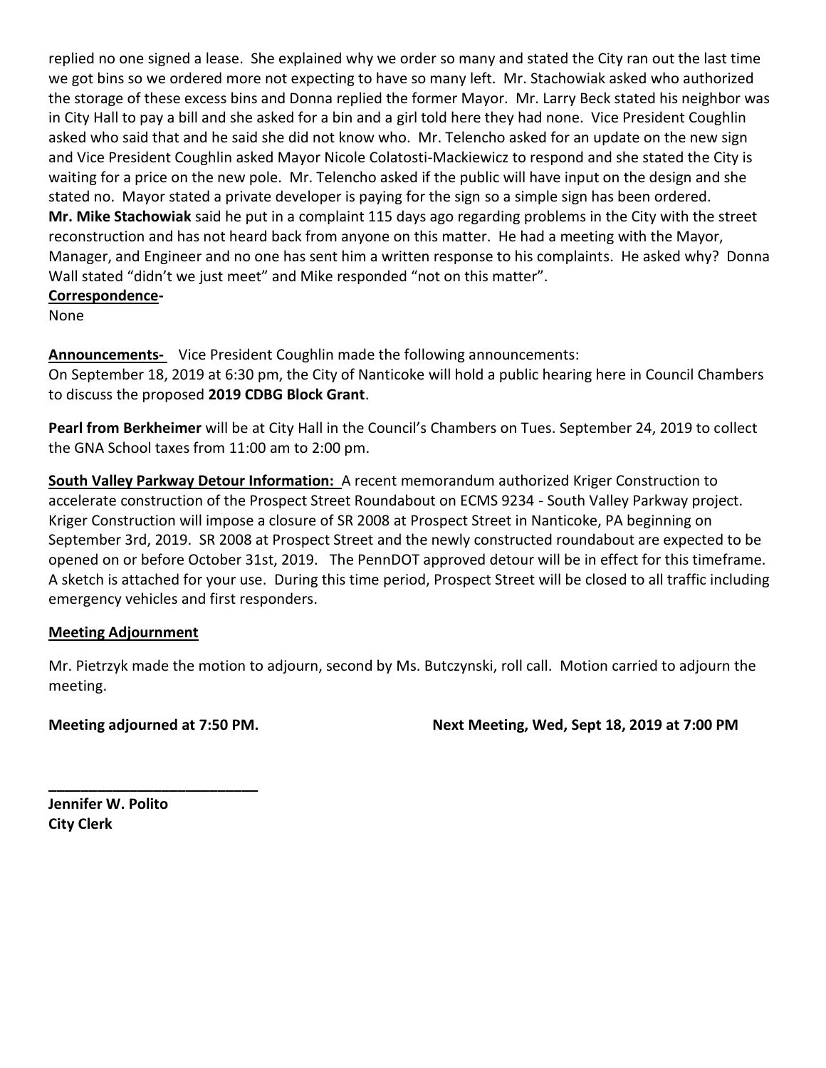replied no one signed a lease. She explained why we order so many and stated the City ran out the last time we got bins so we ordered more not expecting to have so many left. Mr. Stachowiak asked who authorized the storage of these excess bins and Donna replied the former Mayor. Mr. Larry Beck stated his neighbor was in City Hall to pay a bill and she asked for a bin and a girl told here they had none. Vice President Coughlin asked who said that and he said she did not know who. Mr. Telencho asked for an update on the new sign and Vice President Coughlin asked Mayor Nicole Colatosti-Mackiewicz to respond and she stated the City is waiting for a price on the new pole. Mr. Telencho asked if the public will have input on the design and she stated no. Mayor stated a private developer is paying for the sign so a simple sign has been ordered.
**Mr. Mike Stachowiak** said he put in a complaint 115 days ago regarding problems in the City with the street reconstruction and has not heard back from anyone on this matter. He had a meeting with the Mayor, Manager, and Engineer and no one has sent him a written response to his complaints. He asked why? Donna Wall stated "didn't we just meet" and Mike responded "not on this matter".

**Correspondence-**

None

**Announcements-** Vice President Coughlin made the following announcements:
On September 18, 2019 at 6:30 pm, the City of Nanticoke will hold a public hearing here in Council Chambers to discuss the proposed **2019 CDBG Block Grant**.

**Pearl from Berkheimer** will be at City Hall in the Council's Chambers on Tues. September 24, 2019 to collect the GNA School taxes from 11:00 am to 2:00 pm.

**South Valley Parkway Detour Information:** A recent memorandum authorized Kriger Construction to accelerate construction of the Prospect Street Roundabout on ECMS 9234 - South Valley Parkway project. Kriger Construction will impose a closure of SR 2008 at Prospect Street in Nanticoke, PA beginning on September 3rd, 2019. SR 2008 at Prospect Street and the newly constructed roundabout are expected to be opened on or before October 31st, 2019. The PennDOT approved detour will be in effect for this timeframe. A sketch is attached for your use. During this time period, Prospect Street will be closed to all traffic including emergency vehicles and first responders.

**Meeting Adjournment**

Mr. Pietrzyk made the motion to adjourn, second by Ms. Butczynski, roll call. Motion carried to adjourn the meeting.

**Meeting adjourned at 7:50 PM.** **Next Meeting, Wed, Sept 18, 2019 at 7:00 PM**

\_\_\_\_\_\_\_\_\_\_\_\_\_\_\_\_\_\_\_\_\_\_\_\_\_\_

**Jennifer W. Polito**
**City Clerk**